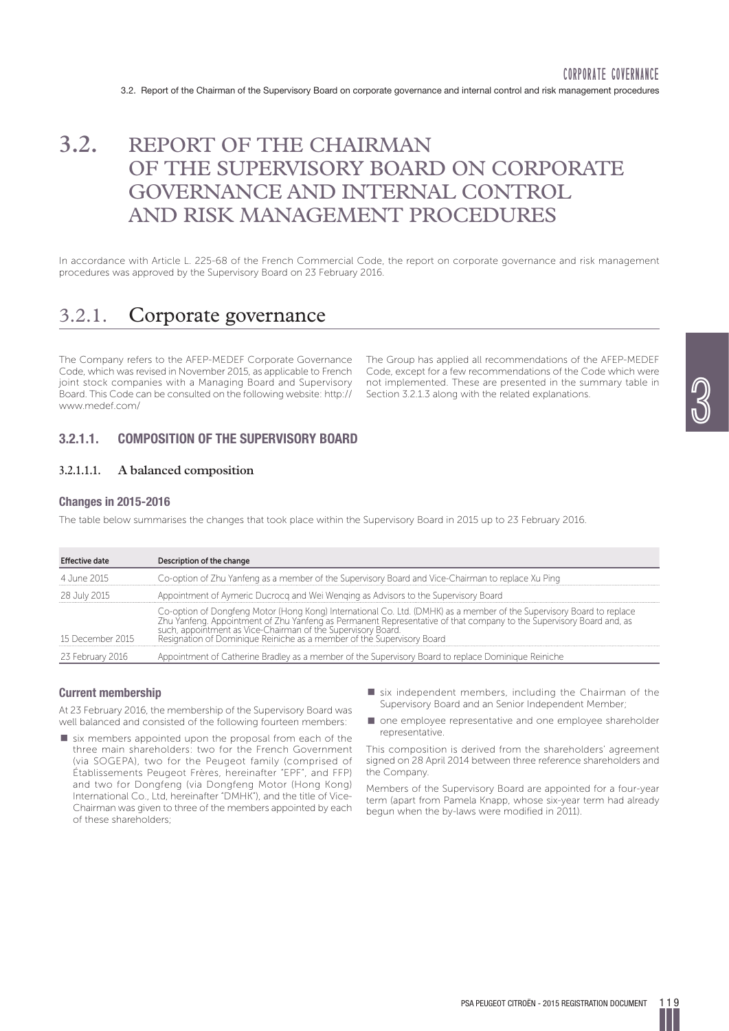# 3.2. REPORT OF THE CHAIRMAN OF THE SUPERVISORY BOARD ON CORPORATE GOVERNANCE AND INTERNAL CONTROL AND RISK MANAGEMENT PROCEDURES

In accordance with Article L. 225-68 of the French Commercial Code, the report on corporate governance and risk management procedures was approved by the Supervisory Board on 23 February 2016.

## 3.2.1. Corporate governance

The Company refers to the AFEP-MEDEF Corporate Governance Code, which was revised in November 2015, as applicable to French joint stock companies with a Managing Board and Supervisory Board. This Code can be consulted on the following website: http://www.medef.com/

The Group has applied all recommendations of the AFEP-MEDEF Code, except for a few recommendations of the Code which were not implemented. These are presented in the summary table in Section 3.2.1.3 along with the related explanations.

### 3.2.1.1. COMPOSITION OF THE SUPERVISORY BOARD

#### 3.2.1.1.1. A balanced composition

**Changes in 2015-2016**

The table below summarises the changes that took place within the Supervisory Board in 2015 up to 23 February 2016.

| Effective date | Description of the change |
|---|---|
| 4 June 2015 | Co-option of Zhu Yanfeng as a member of the Supervisory Board and Vice-Chairman to replace Xu Ping |
| 28 July 2015 | Appointment of Aymeric Ducrocq and Wei Wenqing as Advisors to the Supervisory Board |
| 15 December 2015 | Co-option of Dongfeng Motor (Hong Kong) International Co. Ltd. (DMHK) as a member of the Supervisory Board to replace Zhu Yanfeng. Appointment of Zhu Yanfeng as Permanent Representative of that company to the Supervisory Board and, as such, appointment as Vice-Chairman of the Supervisory Board. Resignation of Dominique Reiniche as a member of the Supervisory Board |
| 23 February 2016 | Appointment of Catherine Bradley as a member of the Supervisory Board to replace Dominique Reiniche |

**Current membership**

At 23 February 2016, the membership of the Supervisory Board was well balanced and consisted of the following fourteen members:

- six members appointed upon the proposal from each of the three main shareholders: two for the French Government (via SOGEPA), two for the Peugeot family (comprised of Établissements Peugeot Frères, hereinafter "EPF", and FFP) and two for Dongfeng (via Dongfeng Motor (Hong Kong) International Co., Ltd, hereinafter "DMHK"), and the title of Vice-Chairman was given to three of the members appointed by each of these shareholders;
- six independent members, including the Chairman of the Supervisory Board and an Senior Independent Member;
- one employee representative and one employee shareholder representative.

This composition is derived from the shareholders' agreement signed on 28 April 2014 between three reference shareholders and the Company.

Members of the Supervisory Board are appointed for a four-year term (apart from Pamela Knapp, whose six-year term had already begun when the by-laws were modified in 2011).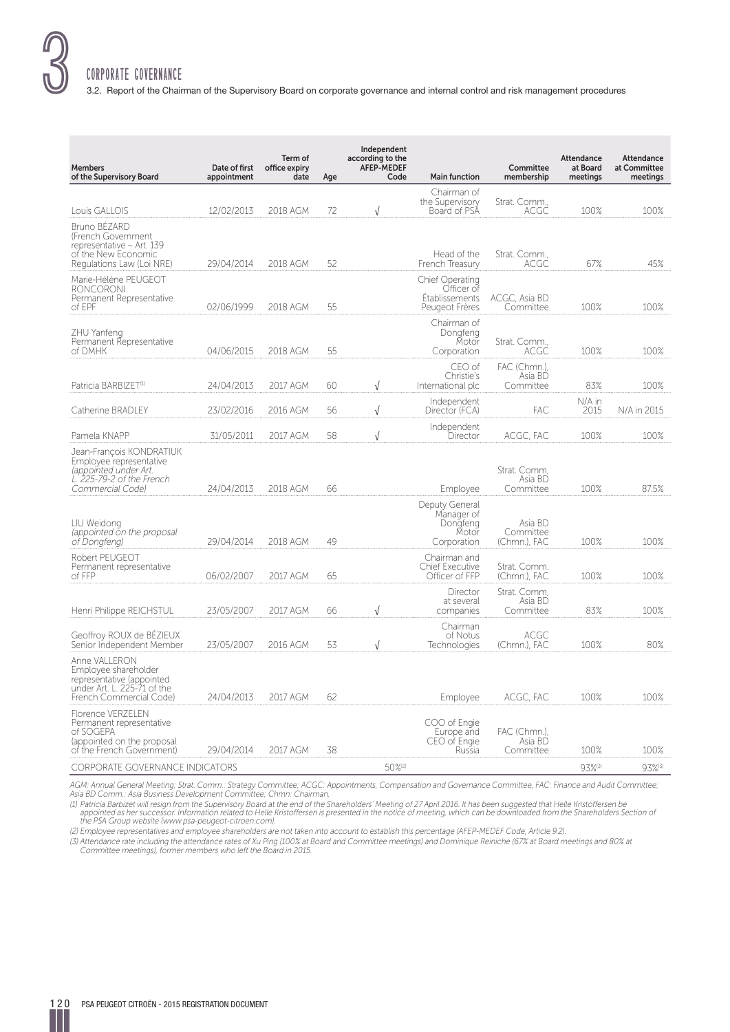# 3 CORPORATE GOVERNANCE

3.2. Report of the Chairman of the Supervisory Board on corporate governance and internal control and risk management procedures

| Members of the Supervisory Board | Date of first appointment | Term of office expiry date | Age | Independent according to the AFEP-MEDEF Code | Main function | Committee membership | Attendance at Board meetings | Attendance at Committee meetings |
|---|---|---|---|---|---|---|---|---|
| Louis GALLOIS | 12/02/2013 | 2018 AGM | 72 | √ | Chairman of the Supervisory Board of PSA | Strat. Comm., ACGC | 100% | 100% |
| Bruno BÉZARD (French Government representative – Art. 139 of the New Economic Regulations Law (Loi NRE) | 29/04/2014 | 2018 AGM | 52 | | Head of the French Treasury | Strat. Comm., ACGC | 67% | 45% |
| Marie-Hélène PEUGEOT RONCORONI Permanent Representative of EPF | 02/06/1999 | 2018 AGM | 55 | | Chief Operating Officer of Établissements Peugeot Frères | ACGC, Asia BD Committee | 100% | 100% |
| ZHU Yanfeng Permanent Representative of DMHK | 04/06/2015 | 2018 AGM | 55 | | Chairman of Dongfeng Motor Corporation | Strat. Comm., ACGC | 100% | 100% |
| Patricia BARBIZET[1] | 24/04/2013 | 2017 AGM | 60 | √ | CEO of Christie's International plc | FAC (Chmn.), Asia BD Committee | 83% | 100% |
| Catherine BRADLEY | 23/02/2016 | 2016 AGM | 56 | √ | Independent Director (FCA) | FAC | N/A in 2015 | N/A in 2015 |
| Pamela KNAPP | 31/05/2011 | 2017 AGM | 58 | √ | Independent Director | ACGC, FAC | 100% | 100% |
| Jean-François KONDRATIUK Employee representative *(appointed under Art. L. 225-79-2 of the French Commercial Code)* | 24/04/2013 | 2018 AGM | 66 | | Employee | Strat. Comm, Asia BD Committee | 100% | 87.5% |
| LIU Weidong *(appointed on the proposal of Dongfeng)* | 29/04/2014 | 2018 AGM | 49 | | Deputy General Manager of Dongfeng Motor Corporation | Asia BD Committee (Chmn.), FAC | 100% | 100% |
| Robert PEUGEOT Permanent representative of FFP | 06/02/2007 | 2017 AGM | 65 | | Chairman and Chief Executive Officer of FFP | Strat. Comm. (Chmn.), FAC | 100% | 100% |
| Henri Philippe REICHSTUL | 23/05/2007 | 2017 AGM | 66 | √ | Director at several companies | Strat. Comm, Asia BD Committee | 83% | 100% |
| Geoffroy ROUX de BÉZIEUX Senior Independent Member | 23/05/2007 | 2016 AGM | 53 | √ | Chairman of Notus Technologies | ACGC (Chmn.), FAC | 100% | 80% |
| Anne VALLERON Employee shareholder representative (appointed under Art. L. 225-71 of the French Commercial Code) | 24/04/2013 | 2017 AGM | 62 | | Employee | ACGC, FAC | 100% | 100% |
| Florence VERZELEN Permanent representative of SOGEPA (appointed on the proposal of the French Government) | 29/04/2014 | 2017 AGM | 38 | | COO of Engie Europe and CEO of Engie Russia | FAC (Chmn.), Asia BD Committee | 100% | 100% |
| CORPORATE GOVERNANCE INDICATORS | | | | 50%[2] | | | 93%[3] | 93%[3] |

*AGM: Annual General Meeting; Strat. Comm.: Strategy Committee; ACGC: Appointments, Compensation and Governance Committee; FAC: Finance and Audit Committee; Asia BD Comm.: Asia Business Development Committee; Chmn: Chairman.*

*(1) Patricia Barbizet will resign from the Supervisory Board at the end of the Shareholders' Meeting of 27 April 2016. It has been suggested that Helle Kristoffersen be appointed as her successor. Information related to Helle Kristoffersen is presented in the notice of meeting, which can be downloaded from the Shareholders Section of the PSA Group website (www.psa-peugeot-citroen.com).*

*(2) Employee representatives and employee shareholders are not taken into account to establish this percentage (AFEP-MEDEF Code, Article 9.2).*

*(3) Attendance rate including the attendance rates of Xu Ping (100% at Board and Committee meetings) and Dominique Reiniche (67% at Board meetings and 80% at Committee meetings), former members who left the Board in 2015.*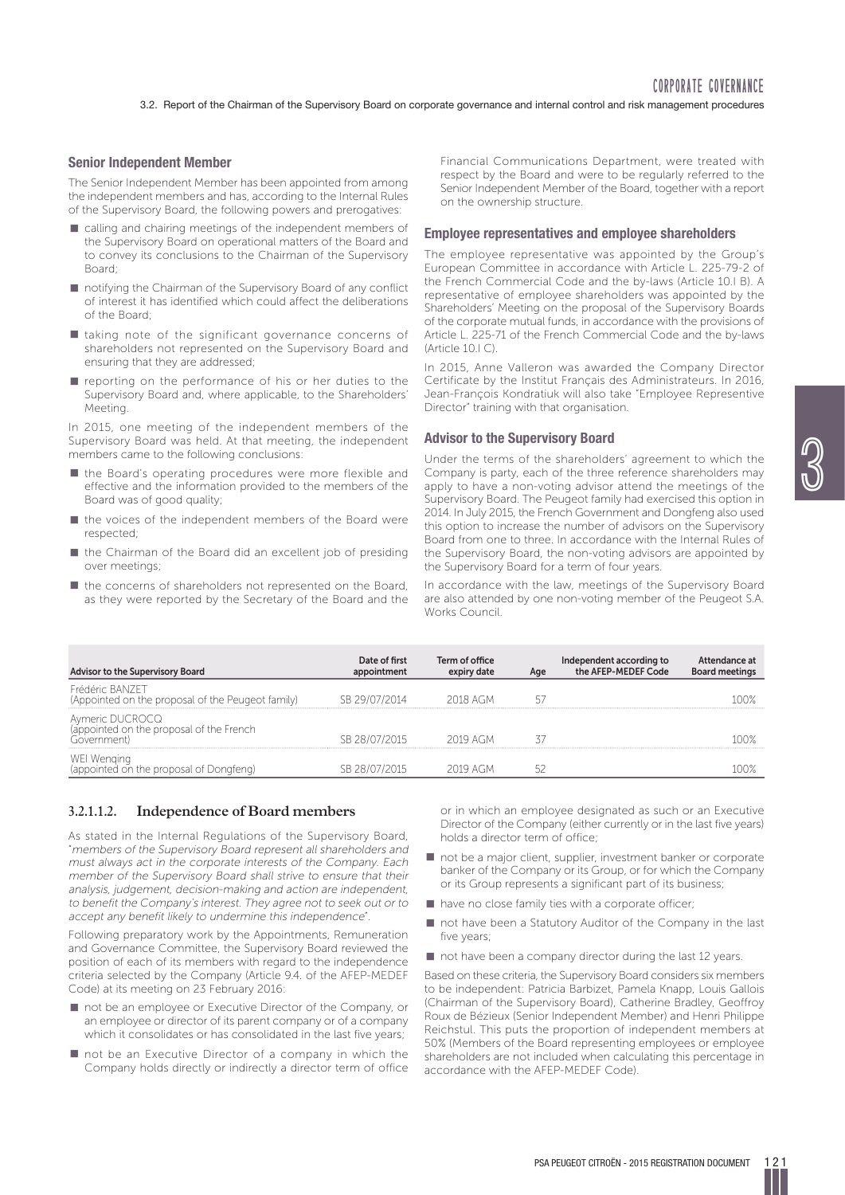### Senior Independent Member

The Senior Independent Member has been appointed from among the independent members and has, according to the Internal Rules of the Supervisory Board, the following powers and prerogatives:

- calling and chairing meetings of the independent members of the Supervisory Board on operational matters of the Board and to convey its conclusions to the Chairman of the Supervisory Board;
- notifying the Chairman of the Supervisory Board of any conflict of interest it has identified which could affect the deliberations of the Board;
- taking note of the significant governance concerns of shareholders not represented on the Supervisory Board and ensuring that they are addressed;
- reporting on the performance of his or her duties to the Supervisory Board and, where applicable, to the Shareholders' Meeting.

In 2015, one meeting of the independent members of the Supervisory Board was held. At that meeting, the independent members came to the following conclusions:

- the Board's operating procedures were more flexible and effective and the information provided to the members of the Board was of good quality;
- the voices of the independent members of the Board were respected;
- the Chairman of the Board did an excellent job of presiding over meetings;
- the concerns of shareholders not represented on the Board, as they were reported by the Secretary of the Board and the Financial Communications Department, were treated with respect by the Board and were to be regularly referred to the Senior Independent Member of the Board, together with a report on the ownership structure.

### Employee representatives and employee shareholders

The employee representative was appointed by the Group's European Committee in accordance with Article L. 225-79-2 of the French Commercial Code and the by-laws (Article 10.I B). A representative of employee shareholders was appointed by the Shareholders' Meeting on the proposal of the Supervisory Boards of the corporate mutual funds, in accordance with the provisions of Article L. 225-71 of the French Commercial Code and the by-laws (Article 10.I C).

In 2015, Anne Valleron was awarded the Company Director Certificate by the Institut Français des Administrateurs. In 2016, Jean-François Kondratiuk will also take "Employee Representive Director" training with that organisation.

### Advisor to the Supervisory Board

Under the terms of the shareholders' agreement to which the Company is party, each of the three reference shareholders may apply to have a non-voting advisor attend the meetings of the Supervisory Board. The Peugeot family had exercised this option in 2014. In July 2015, the French Government and Dongfeng also used this option to increase the number of advisors on the Supervisory Board from one to three. In accordance with the Internal Rules of the Supervisory Board, the non-voting advisors are appointed by the Supervisory Board for a term of four years.

In accordance with the law, meetings of the Supervisory Board are also attended by one non-voting member of the Peugeot S.A. Works Council.

| Advisor to the Supervisory Board | Date of first appointment | Term of office expiry date | Age | Independent according to the AFEP-MEDEF Code | Attendance at Board meetings |
|---|---|---|---|---|---|
| Frédéric BANZET (Appointed on the proposal of the Peugeot family) | SB 29/07/2014 | 2018 AGM | 57 | | 100% |
| Aymeric DUCROCQ (appointed on the proposal of the French Government) | SB 28/07/2015 | 2019 AGM | 37 | | 100% |
| WEI Wenqing (appointed on the proposal of Dongfeng) | SB 28/07/2015 | 2019 AGM | 52 | | 100% |

### 3.2.1.1.2. Independence of Board members

As stated in the Internal Regulations of the Supervisory Board, "*members of the Supervisory Board represent all shareholders and must always act in the corporate interests of the Company. Each member of the Supervisory Board shall strive to ensure that their analysis, judgement, decision-making and action are independent, to benefit the Company's interest. They agree not to seek out or to accept any benefit likely to undermine this independence*".

Following preparatory work by the Appointments, Remuneration and Governance Committee, the Supervisory Board reviewed the position of each of its members with regard to the independence criteria selected by the Company (Article 9.4. of the AFEP-MEDEF Code) at its meeting on 23 February 2016:

- not be an employee or Executive Director of the Company, or an employee or director of its parent company or of a company which it consolidates or has consolidated in the last five years;
- not be an Executive Director of a company in which the Company holds directly or indirectly a director term of office or in which an employee designated as such or an Executive Director of the Company (either currently or in the last five years) holds a director term of office;
- not be a major client, supplier, investment banker or corporate banker of the Company or its Group, or for which the Company or its Group represents a significant part of its business;
- have no close family ties with a corporate officer;
- not have been a Statutory Auditor of the Company in the last five years;
- not have been a company director during the last 12 years.

Based on these criteria, the Supervisory Board considers six members to be independent: Patricia Barbizet, Pamela Knapp, Louis Gallois (Chairman of the Supervisory Board), Catherine Bradley, Geoffroy Roux de Bézieux (Senior Independent Member) and Henri Philippe Reichstul. This puts the proportion of independent members at 50% (Members of the Board representing employees or employee shareholders are not included when calculating this percentage in accordance with the AFEP-MEDEF Code).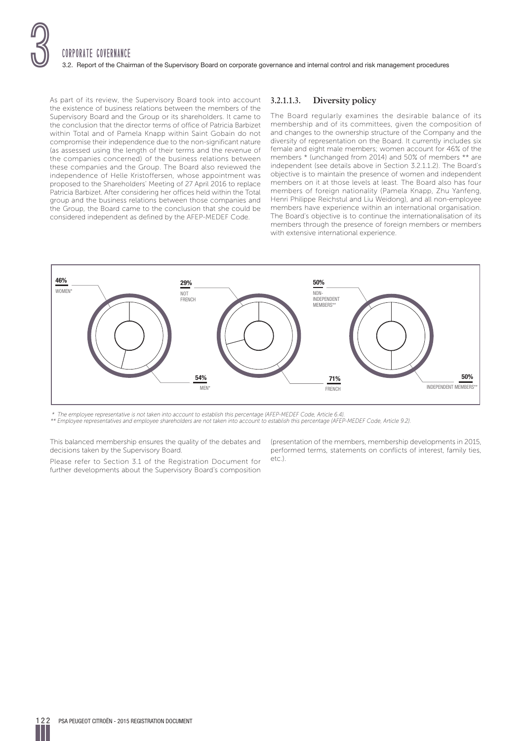As part of its review, the Supervisory Board took into account the existence of business relations between the members of the Supervisory Board and the Group or its shareholders. It came to the conclusion that the director terms of office of Patricia Barbizet within Total and of Pamela Knapp within Saint Gobain do not compromise their independence due to the non-significant nature (as assessed using the length of their terms and the revenue of the companies concerned) of the business relations between these companies and the Group. The Board also reviewed the independence of Helle Kristoffersen, whose appointment was proposed to the Shareholders' Meeting of 27 April 2016 to replace Patricia Barbizet. After considering her offices held within the Total group and the business relations between those companies and the Group, the Board came to the conclusion that she could be considered independent as defined by the AFEP-MEDEF Code.

#### 3.2.1.1.3. Diversity policy

The Board regularly examines the desirable balance of its membership and of its committees, given the composition of and changes to the ownership structure of the Company and the diversity of representation on the Board. It currently includes six female and eight male members; women account for 46% of the members * (unchanged from 2014) and 50% of members ** are independent (see details above in Section 3.2.1.1.2). The Board's objective is to maintain the presence of women and independent members on it at those levels at least. The Board also has four members of foreign nationality (Pamela Knapp, Zhu Yanfeng, Henri Philippe Reichstul and Liu Weidong), and all non-employee members have experience within an international organisation. The Board's objective is to continue the internationalisation of its members through the presence of foreign members or members with extensive international experience.

**46%** WOMEN* — **54%** MEN*

**29%** NOT FRENCH — **71%** FRENCH

**50%** NON-INDEPENDENT MEMBERS** — **50%** INDEPENDENT MEMBERS**

*\* The employee representative is not taken into account to establish this percentage (AFEP-MEDEF Code, Article 6.4).*
*\*\* Employee representatives and employee shareholders are not taken into account to establish this percentage (AFEP-MEDEF Code, Article 9.2).*

This balanced membership ensures the quality of the debates and decisions taken by the Supervisory Board.

Please refer to Section 3.1 of the Registration Document for further developments about the Supervisory Board's composition (presentation of the members, membership developments in 2015, performed terms, statements on conflicts of interest, family ties, etc.).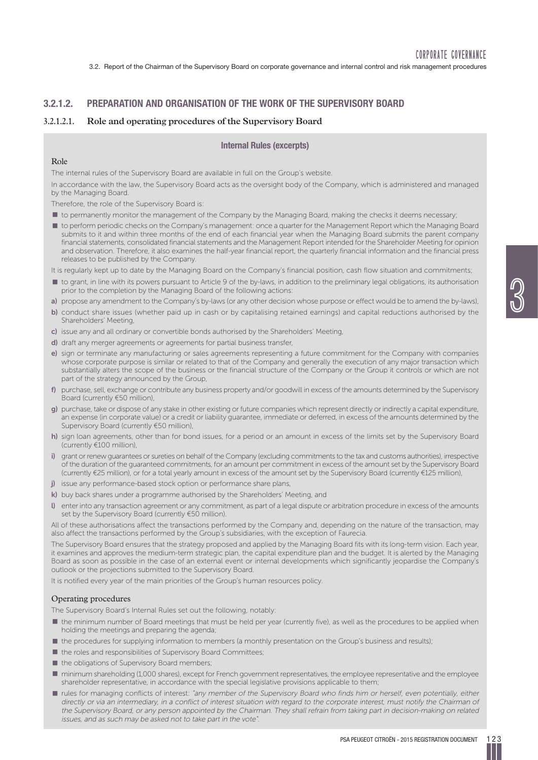## 3.2.1.2. PREPARATION AND ORGANISATION OF THE WORK OF THE SUPERVISORY BOARD

### 3.2.1.2.1. Role and operating procedures of the Supervisory Board

**Internal Rules (excerpts)**

#### Role

The internal rules of the Supervisory Board are available in full on the Group's website.

In accordance with the law, the Supervisory Board acts as the oversight body of the Company, which is administered and managed by the Managing Board.

Therefore, the role of the Supervisory Board is:

- to permanently monitor the management of the Company by the Managing Board, making the checks it deems necessary;
- to perform periodic checks on the Company's management: once a quarter for the Management Report which the Managing Board submits to it and within three months of the end of each financial year when the Managing Board submits the parent company financial statements, consolidated financial statements and the Management Report intended for the Shareholder Meeting for opinion and observation. Therefore, it also examines the half-year financial report, the quarterly financial information and the financial press releases to be published by the Company.

It is regularly kept up to date by the Managing Board on the Company's financial position, cash flow situation and commitments;

- to grant, in line with its powers pursuant to Article 9 of the by-laws, in addition to the preliminary legal obligations, its authorisation prior to the completion by the Managing Board of the following actions:

**a)** propose any amendment to the Company's by-laws (or any other decision whose purpose or effect would be to amend the by-laws),

**b)** conduct share issues (whether paid up in cash or by capitalising retained earnings) and capital reductions authorised by the Shareholders' Meeting,

**c)** issue any and all ordinary or convertible bonds authorised by the Shareholders' Meeting,

**d)** draft any merger agreements or agreements for partial business transfer,

**e)** sign or terminate any manufacturing or sales agreements representing a future commitment for the Company with companies whose corporate purpose is similar or related to that of the Company and generally the execution of any major transaction which substantially alters the scope of the business or the financial structure of the Company or the Group it controls or which are not part of the strategy announced by the Group,

**f)** purchase, sell, exchange or contribute any business property and/or goodwill in excess of the amounts determined by the Supervisory Board (currently €50 million),

**g)** purchase, take or dispose of any stake in other existing or future companies which represent directly or indirectly a capital expenditure, an expense (in corporate value) or a credit or liability guarantee, immediate or deferred, in excess of the amounts determined by the Supervisory Board (currently €50 million),

**h)** sign loan agreements, other than for bond issues, for a period or an amount in excess of the limits set by the Supervisory Board (currently €100 million),

**i)** grant or renew guarantees or sureties on behalf of the Company (excluding commitments to the tax and customs authorities), irrespective of the duration of the guaranteed commitments, for an amount per commitment in excess of the amount set by the Supervisory Board (currently €25 million), or for a total yearly amount in excess of the amount set by the Supervisory Board (currently €125 million),

**j)** issue any performance-based stock option or performance share plans,

**k)** buy back shares under a programme authorised by the Shareholders' Meeting, and

**l)** enter into any transaction agreement or any commitment, as part of a legal dispute or arbitration procedure in excess of the amounts set by the Supervisory Board (currently €50 million).

All of these authorisations affect the transactions performed by the Company and, depending on the nature of the transaction, may also affect the transactions performed by the Group's subsidiaries, with the exception of Faurecia.

The Supervisory Board ensures that the strategy proposed and applied by the Managing Board fits with its long-term vision. Each year, it examines and approves the medium-term strategic plan, the capital expenditure plan and the budget. It is alerted by the Managing Board as soon as possible in the case of an external event or internal developments which significantly jeopardise the Company's outlook or the projections submitted to the Supervisory Board.

It is notified every year of the main priorities of the Group's human resources policy.

#### Operating procedures

The Supervisory Board's Internal Rules set out the following, notably:

- the minimum number of Board meetings that must be held per year (currently five), as well as the procedures to be applied when holding the meetings and preparing the agenda;
- the procedures for supplying information to members (a monthly presentation on the Group's business and results);
- the roles and responsibilities of Supervisory Board Committees;
- the obligations of Supervisory Board members;
- minimum shareholding (1,000 shares), except for French government representatives, the employee representative and the employee shareholder representative, in accordance with the special legislative provisions applicable to them;
- rules for managing conflicts of interest: *"any member of the Supervisory Board who finds him or herself, even potentially, either directly or via an intermediary, in a conflict of interest situation with regard to the corporate interest, must notify the Chairman of the Supervisory Board, or any person appointed by the Chairman. They shall refrain from taking part in decision-making on related issues, and as such may be asked not to take part in the vote".*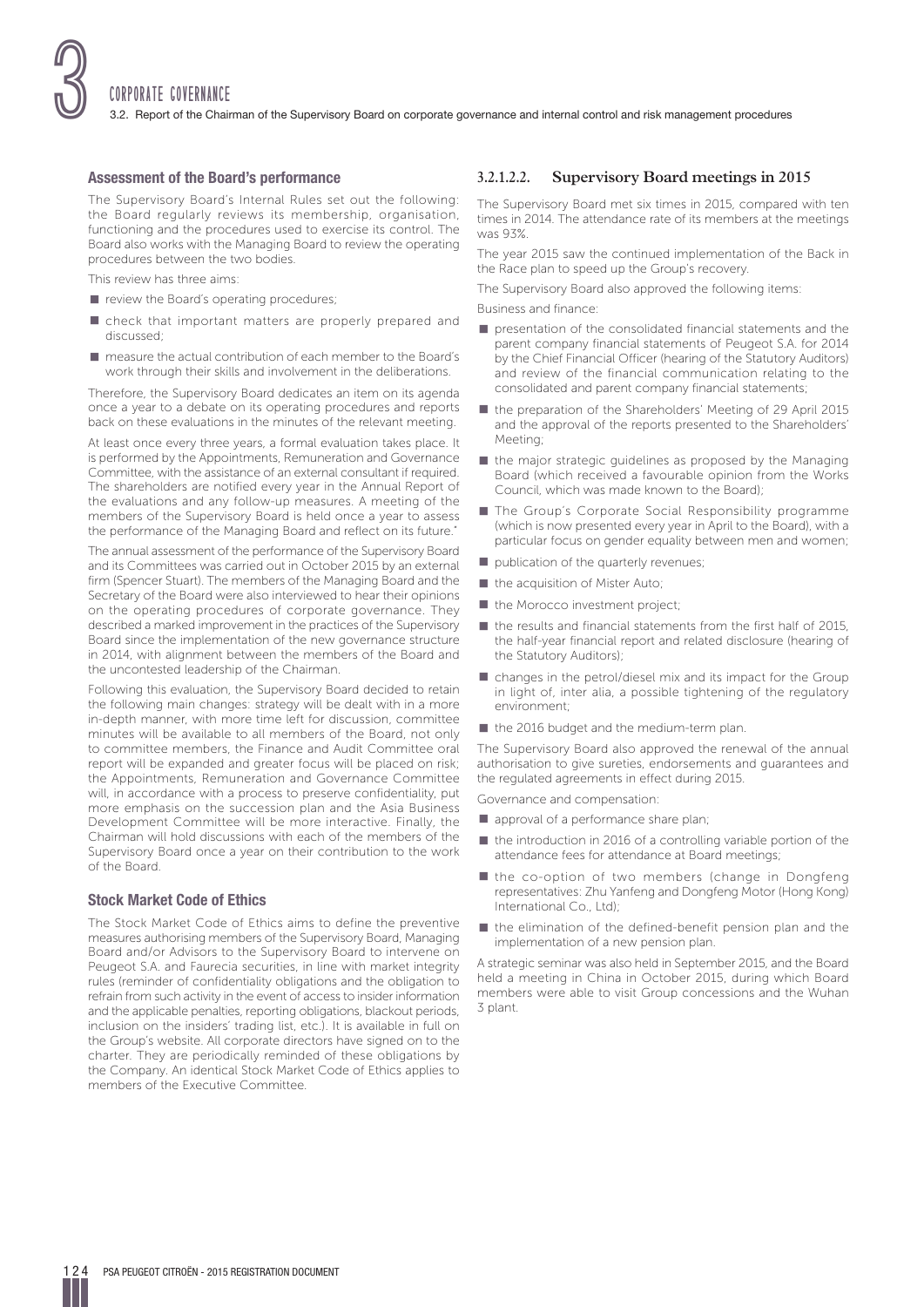### Assessment of the Board's performance

The Supervisory Board's Internal Rules set out the following: the Board regularly reviews its membership, organisation, functioning and the procedures used to exercise its control. The Board also works with the Managing Board to review the operating procedures between the two bodies.

This review has three aims:

- review the Board's operating procedures;
- check that important matters are properly prepared and discussed;
- measure the actual contribution of each member to the Board's work through their skills and involvement in the deliberations.

Therefore, the Supervisory Board dedicates an item on its agenda once a year to a debate on its operating procedures and reports back on these evaluations in the minutes of the relevant meeting.

At least once every three years, a formal evaluation takes place. It is performed by the Appointments, Remuneration and Governance Committee, with the assistance of an external consultant if required. The shareholders are notified every year in the Annual Report of the evaluations and any follow-up measures. A meeting of the members of the Supervisory Board is held once a year to assess the performance of the Managing Board and reflect on its future."

The annual assessment of the performance of the Supervisory Board and its Committees was carried out in October 2015 by an external firm (Spencer Stuart). The members of the Managing Board and the Secretary of the Board were also interviewed to hear their opinions on the operating procedures of corporate governance. They described a marked improvement in the practices of the Supervisory Board since the implementation of the new governance structure in 2014, with alignment between the members of the Board and the uncontested leadership of the Chairman.

Following this evaluation, the Supervisory Board decided to retain the following main changes: strategy will be dealt with in a more in-depth manner, with more time left for discussion, committee minutes will be available to all members of the Board, not only to committee members, the Finance and Audit Committee oral report will be expanded and greater focus will be placed on risk; the Appointments, Remuneration and Governance Committee will, in accordance with a process to preserve confidentiality, put more emphasis on the succession plan and the Asia Business Development Committee will be more interactive. Finally, the Chairman will hold discussions with each of the members of the Supervisory Board once a year on their contribution to the work of the Board.

### Stock Market Code of Ethics

The Stock Market Code of Ethics aims to define the preventive measures authorising members of the Supervisory Board, Managing Board and/or Advisors to the Supervisory Board to intervene on Peugeot S.A. and Faurecia securities, in line with market integrity rules (reminder of confidentiality obligations and the obligation to refrain from such activity in the event of access to insider information and the applicable penalties, reporting obligations, blackout periods, inclusion on the insiders' trading list, etc.). It is available in full on the Group's website. All corporate directors have signed on to the charter. They are periodically reminded of these obligations by the Company. An identical Stock Market Code of Ethics applies to members of the Executive Committee.

### 3.2.1.2.2. Supervisory Board meetings in 2015

The Supervisory Board met six times in 2015, compared with ten times in 2014. The attendance rate of its members at the meetings was 93%.

The year 2015 saw the continued implementation of the Back in the Race plan to speed up the Group's recovery.

The Supervisory Board also approved the following items:

Business and finance:

- presentation of the consolidated financial statements and the parent company financial statements of Peugeot S.A. for 2014 by the Chief Financial Officer (hearing of the Statutory Auditors) and review of the financial communication relating to the consolidated and parent company financial statements;
- the preparation of the Shareholders' Meeting of 29 April 2015 and the approval of the reports presented to the Shareholders' Meeting;
- the major strategic guidelines as proposed by the Managing Board (which received a favourable opinion from the Works Council, which was made known to the Board);
- The Group's Corporate Social Responsibility programme (which is now presented every year in April to the Board), with a particular focus on gender equality between men and women;
- publication of the quarterly revenues;
- the acquisition of Mister Auto;
- the Morocco investment project;
- the results and financial statements from the first half of 2015, the half-year financial report and related disclosure (hearing of the Statutory Auditors);
- changes in the petrol/diesel mix and its impact for the Group in light of, inter alia, a possible tightening of the regulatory environment;
- the 2016 budget and the medium-term plan.

The Supervisory Board also approved the renewal of the annual authorisation to give sureties, endorsements and guarantees and the regulated agreements in effect during 2015.

Governance and compensation:

- approval of a performance share plan;
- the introduction in 2016 of a controlling variable portion of the attendance fees for attendance at Board meetings;
- the co-option of two members (change in Dongfeng representatives: Zhu Yanfeng and Dongfeng Motor (Hong Kong) International Co., Ltd);
- the elimination of the defined-benefit pension plan and the implementation of a new pension plan.

A strategic seminar was also held in September 2015, and the Board held a meeting in China in October 2015, during which Board members were able to visit Group concessions and the Wuhan 3 plant.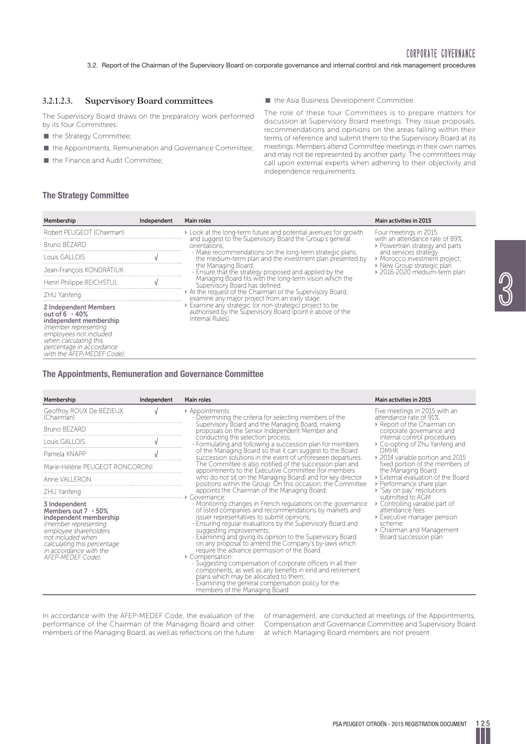#### 3.2.1.2.3. Supervisory Board committees

The Supervisory Board draws on the preparatory work performed by its four Committees:

- the Strategy Committee;
- the Appointments, Remuneration and Governance Committee;
- the Finance and Audit Committee;
- the Asia Business Development Committee.

The role of these four Committees is to prepare matters for discussion at Supervisory Board meetings. They issue proposals, recommendations and opinions on the areas falling within their terms of reference and submit them to the Supervisory Board at its meetings. Members attend Committee meetings in their own names and may not be represented by another party. The committees may call upon external experts when adhering to their objectivity and independence requirements.

### The Strategy Committee

| Membership | Independent | Main roles | Main activities in 2015 |
|---|---|---|---|
| Robert PEUGEOT (Chairman) | | › Look at the long-term future and potential avenues for growth and suggest to the Supervisory Board the Group's general orientations;<br>- Make recommendations on the long-term strategic plans, the medium-term plan and the investment plan presented by the Managing Board;<br>- Ensure that the strategy proposed and applied by the Managing Board fits with the long-term vision which the Supervisory Board has defined.<br>› At the request of the Chairman of the Supervisory Board, examine any major project from an early stage.<br>› Examine any strategic (or non-strategic) project to be authorised by the Supervisory Board (point e above of the Internal Rules). | Four meetings in 2015 with an attendance rate of 89%.<br>› Powertrain strategy and parts and services strategy<br>› Morocco investment project;<br>› New Group strategic plan<br>› 2016-2020 medium-term plan |
| Bruno BÉZARD | | | |
| Louis GALLOIS | √ | | |
| Jean-François KONDRATIUK | | | |
| Henri Philippe REICHSTUL | √ | | |
| ZHU Yanfeng | | | |
| **2 Independent Members out of 6 → 40% independent membership** *(member representing employees not included when calculating this percentage in accordance with the AFEP-MEDEF Code).* | | | |

### The Appointments, Remuneration and Governance Committee

| Membership | Independent | Main roles | Main activities in 2015 |
|---|---|---|---|
| Geoffroy ROUX De BÉZIEUX (Chairman) | √ | › Appointments:<br>- Determining the criteria for selecting members of the Supervisory Board and the Managing Board, making proposals on the Senior Independent Member and conducting the selection process;<br>- Formulating and following a succession plan for members of the Managing Board so that it can suggest to the Board succession solutions in the event of unforeseen departures. The Committee is also notified of the succession plan and appointments to the Executive Committee (for members who do not sit on the Managing Board) and for key director positions within the Group. On this occasion, the Committee appoints the Chairman of the Managing Board.<br>› Governance:<br>- Monitoring changes in French regulations on the governance of listed companies and recommendations by markets and issuer representatives to submit opinions;<br>- Ensuring regular evaluations by the Supervisory Board and suggesting improvements;<br>- Examining and giving its opinion to the Supervisory Board on any proposal to amend the Company's by-laws which require the advance permission of the Board.<br>› Compensation:<br>- Suggesting compensation of corporate officers in all their components, as well as any benefits in kind and retirement plans which may be allocated to them;<br>- Examining the general compensation policy for the members of the Managing Board | Five meetings in 2015 with an attendance rate of 91%.<br>› Report of the Chairman on corporate governance and internal control procedures<br>› Co-opting of Zhu Yanfeng and DMHK<br>› 2014 variable portion and 2015 fixed portion of the members of the Managing Board<br>› External evaluation of the Board<br>› Performance share plan<br>› "Say on pay" resolutions submitted to AGM<br>› Controlling variable part of attendance fees<br>› Executive manager pension scheme<br>› Chairman and Management Board succession plan |
| Bruno BÉZARD | | | |
| Louis GALLOIS | √ | | |
| Pamela KNAPP | √ | | |
| Marie-Hélène PEUGEOT RONCORONI | | | |
| Anne VALLERON | | | |
| ZHU Yanfeng | | | |
| **3 Independent Members out 7 → 50% independent membership** *(member representing employee shareholders not included when calculating this percentage in accordance with the AFEP-MEDEF Code).* | | | |

In accordance with the AFEP-MEDEF Code, the evaluation of the performance of the Chairman of the Managing Board and other members of the Managing Board, as well as reflections on the future of management, are conducted at meetings of the Appointments, Compensation and Governance Committee and Supervisory Board at which Managing Board members are not present.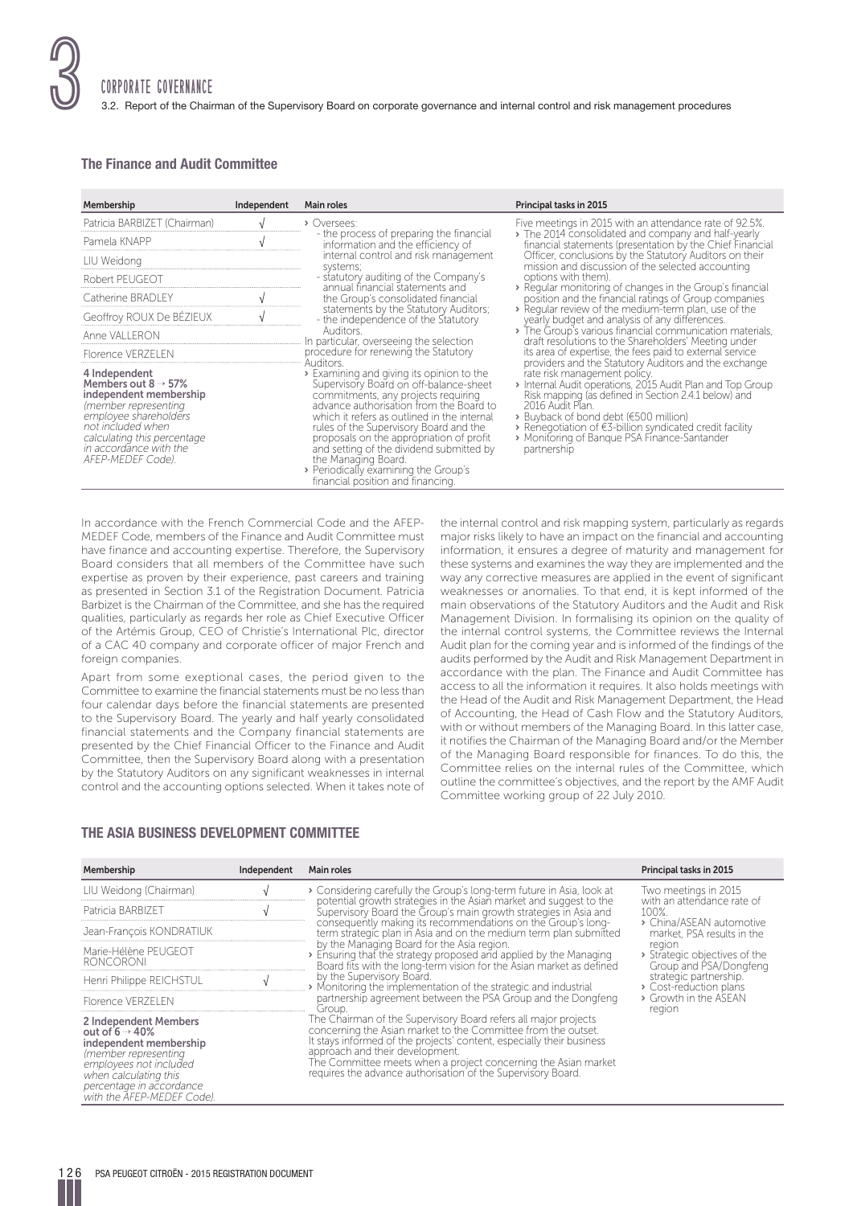### The Finance and Audit Committee

| Membership | Independent | Main roles | Principal tasks in 2015 |
|---|---|---|---|
| Patricia BARBIZET (Chairman) | √ | › Oversees:<br>- the process of preparing the financial information and the efficiency of internal control and risk management systems;<br>- statutory auditing of the Company's annual financial statements and the Group's consolidated financial statements by the Statutory Auditors;<br>- the independence of the Statutory Auditors.<br>In particular, overseeing the selection procedure for renewing the Statutory Auditors.<br>› Examining and giving its opinion to the Supervisory Board on off-balance-sheet commitments, any projects requiring advance authorisation from the Board to which it refers as outlined in the internal rules of the Supervisory Board and the proposals on the appropriation of profit and setting of the dividend submitted by the Managing Board.<br>› Periodically examining the Group's financial position and financing. | Five meetings in 2015 with an attendance rate of 92.5%.<br>› The 2014 consolidated and company and half-yearly financial statements (presentation by the Chief Financial Officer, conclusions by the Statutory Auditors on their mission and discussion of the selected accounting options with them).<br>› Regular monitoring of changes in the Group's financial position and the financial ratings of Group companies<br>› Regular review of the medium-term plan, use of the yearly budget and analysis of any differences.<br>› The Group's various financial communication materials, draft resolutions to the Shareholders' Meeting under its area of expertise, the fees paid to external service providers and the Statutory Auditors and the exchange rate risk management policy.<br>› Internal Audit operations, 2015 Audit Plan and Top Group Risk mapping (as defined in Section 2.4.1 below) and 2016 Audit Plan.<br>› Buyback of bond debt (€500 million)<br>› Renegotiation of €3-billion syndicated credit facility<br>› Monitoring of Banque PSA Finance-Santander partnership |
| Pamela KNAPP | √ | | |
| LIU Weidong | | | |
| Robert PEUGEOT | | | |
| Catherine BRADLEY | √ | | |
| Geoffroy ROUX De BÉZIEUX | √ | | |
| Anne VALLERON | | | |
| Florence VERZELEN | | | |
| **4 Independent Members out 8 → 57% independent membership** *(member representing employee shareholders not included when calculating this percentage in accordance with the AFEP-MEDEF Code).* | | | |

In accordance with the French Commercial Code and the AFEP-MEDEF Code, members of the Finance and Audit Committee must have finance and accounting expertise. Therefore, the Supervisory Board considers that all members of the Committee have such expertise as proven by their experience, past careers and training as presented in Section 3.1 of the Registration Document. Patricia Barbizet is the Chairman of the Committee, and she has the required qualities, particularly as regards her role as Chief Executive Officer of the Artémis Group, CEO of Christie's International Plc, director of a CAC 40 company and corporate officer of major French and foreign companies.

Apart from some exeptional cases, the period given to the Committee to examine the financial statements must be no less than four calendar days before the financial statements are presented to the Supervisory Board. The yearly and half yearly consolidated financial statements and the Company financial statements are presented by the Chief Financial Officer to the Finance and Audit Committee, then the Supervisory Board along with a presentation by the Statutory Auditors on any significant weaknesses in internal control and the accounting options selected. When it takes note of the internal control and risk mapping system, particularly as regards major risks likely to have an impact on the financial and accounting information, it ensures a degree of maturity and management for these systems and examines the way they are implemented and the way any corrective measures are applied in the event of significant weaknesses or anomalies. To that end, it is kept informed of the main observations of the Statutory Auditors and the Audit and Risk Management Division. In formalising its opinion on the quality of the internal control systems, the Committee reviews the Internal Audit plan for the coming year and is informed of the findings of the audits performed by the Audit and Risk Management Department in accordance with the plan. The Finance and Audit Committee has access to all the information it requires. It also holds meetings with the Head of the Audit and Risk Management Department, the Head of Accounting, the Head of Cash Flow and the Statutory Auditors, with or without members of the Managing Board. In this latter case, it notifies the Chairman of the Managing Board and/or the Member of the Managing Board responsible for finances. To do this, the Committee relies on the internal rules of the Committee, which outline the committee's objectives, and the report by the AMF Audit Committee working group of 22 July 2010.

### THE ASIA BUSINESS DEVELOPMENT COMMITTEE

| Membership | Independent | Main roles | Principal tasks in 2015 |
|---|---|---|---|
| LIU Weidong (Chairman) | √ | › Considering carefully the Group's long-term future in Asia, look at potential growth strategies in the Asian market and suggest to the Supervisory Board the Group's main growth strategies in Asia and consequently making its recommendations on the Group's long-term strategic plan in Asia and on the medium term plan submitted by the Managing Board for the Asia region.<br>› Ensuring that the strategy proposed and applied by the Managing Board fits with the long-term vision for the Asian market as defined by the Supervisory Board.<br>› Monitoring the implementation of the strategic and industrial partnership agreement between the PSA Group and the Dongfeng Group.<br>The Chairman of the Supervisory Board refers all major projects concerning the Asian market to the Committee from the outset.<br>It stays informed of the projects' content, especially their business approach and their development.<br>The Committee meets when a project concerning the Asian market requires the advance authorisation of the Supervisory Board. | Two meetings in 2015 with an attendance rate of 100%.<br>› China/ASEAN automotive market, PSA results in the region<br>› Strategic objectives of the Group and PSA/Dongfeng strategic partnership.<br>› Cost-reduction plans<br>› Growth in the ASEAN region |
| Patricia BARBIZET | √ | | |
| Jean-François KONDRATIUK | | | |
| Marie-Hélène PEUGEOT RONCORONI | | | |
| Henri Philippe REICHSTUL | √ | | |
| Florence VERZELEN | | | |
| **2 Independent Members out of 6 → 40% independent membership** *(member representing employees not included when calculating this percentage in accordance with the AFEP-MEDEF Code).* | | | |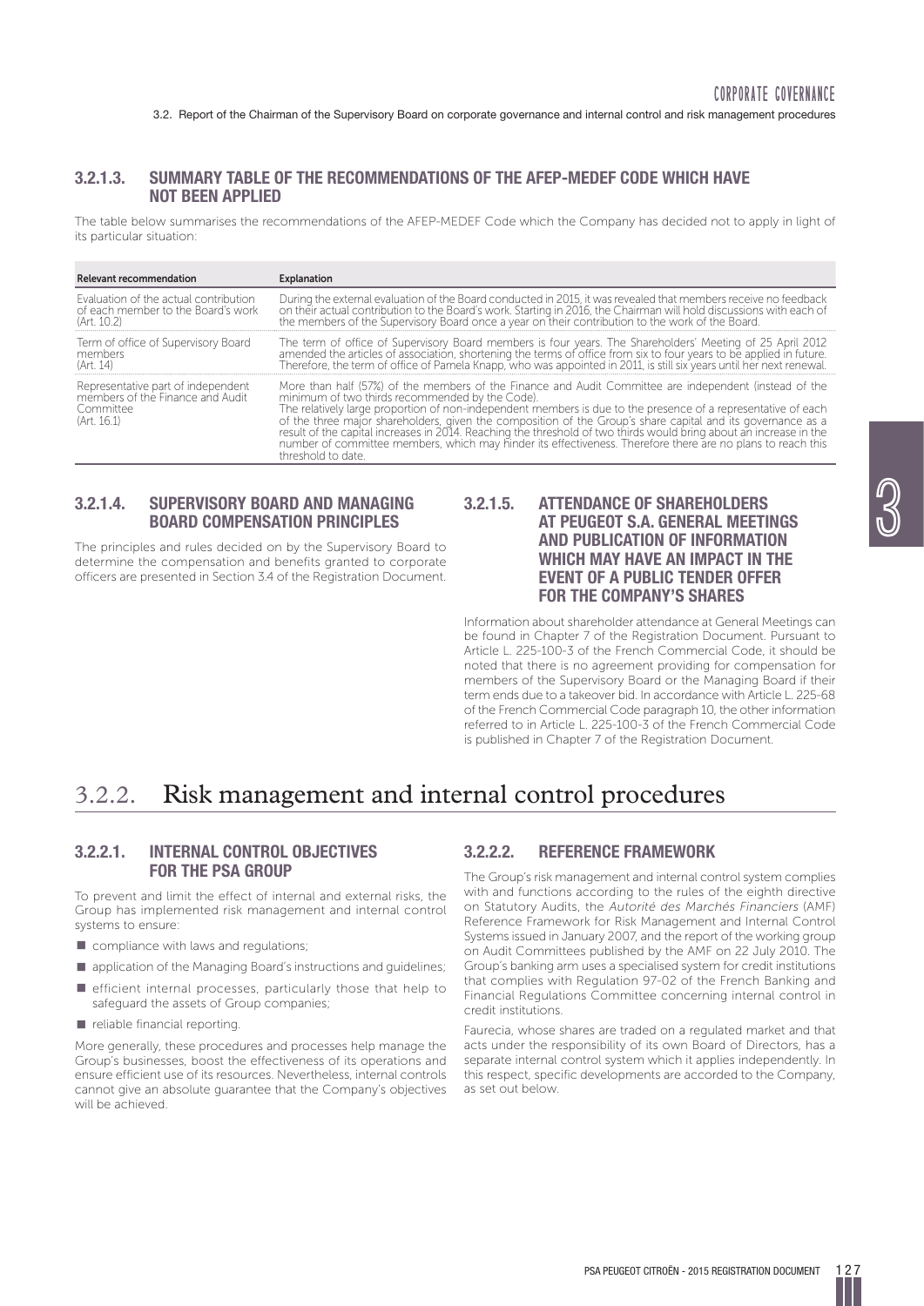### 3.2.1.3. SUMMARY TABLE OF THE RECOMMENDATIONS OF THE AFEP-MEDEF CODE WHICH HAVE NOT BEEN APPLIED

The table below summarises the recommendations of the AFEP-MEDEF Code which the Company has decided not to apply in light of its particular situation:

| Relevant recommendation | Explanation |
|---|---|
| Evaluation of the actual contribution of each member to the Board's work (Art. 10.2) | During the external evaluation of the Board conducted in 2015, it was revealed that members receive no feedback on their actual contribution to the Board's work. Starting in 2016, the Chairman will hold discussions with each of the members of the Supervisory Board once a year on their contribution to the work of the Board. |
| Term of office of Supervisory Board members (Art. 14) | The term of office of Supervisory Board members is four years. The Shareholders' Meeting of 25 April 2012 amended the articles of association, shortening the terms of office from six to four years to be applied in future. Therefore, the term of office of Pamela Knapp, who was appointed in 2011, is still six years until her next renewal. |
| Representative part of independent members of the Finance and Audit Committee (Art. 16.1) | More than half (57%) of the members of the Finance and Audit Committee are independent (instead of the minimum of two thirds recommended by the Code).<br>The relatively large proportion of non-independent members is due to the presence of a representative of each of the three major shareholders, given the composition of the Group's share capital and its governance as a result of the capital increases in 2014. Reaching the threshold of two thirds would bring about an increase in the number of committee members, which may hinder its effectiveness. Therefore there are no plans to reach this threshold to date. |

### 3.2.1.4. SUPERVISORY BOARD AND MANAGING BOARD COMPENSATION PRINCIPLES

The principles and rules decided on by the Supervisory Board to determine the compensation and benefits granted to corporate officers are presented in Section 3.4 of the Registration Document.

### 3.2.1.5. ATTENDANCE OF SHAREHOLDERS AT PEUGEOT S.A. GENERAL MEETINGS AND PUBLICATION OF INFORMATION WHICH MAY HAVE AN IMPACT IN THE EVENT OF A PUBLIC TENDER OFFER FOR THE COMPANY'S SHARES

Information about shareholder attendance at General Meetings can be found in Chapter 7 of the Registration Document. Pursuant to Article L. 225-100-3 of the French Commercial Code, it should be noted that there is no agreement providing for compensation for members of the Supervisory Board or the Managing Board if their term ends due to a takeover bid. In accordance with Article L. 225-68 of the French Commercial Code paragraph 10, the other information referred to in Article L. 225-100-3 of the French Commercial Code is published in Chapter 7 of the Registration Document.

## 3.2.2. Risk management and internal control procedures

### 3.2.2.1. INTERNAL CONTROL OBJECTIVES FOR THE PSA GROUP

To prevent and limit the effect of internal and external risks, the Group has implemented risk management and internal control systems to ensure:

- compliance with laws and regulations;
- application of the Managing Board's instructions and guidelines;
- efficient internal processes, particularly those that help to safeguard the assets of Group companies;
- reliable financial reporting.

More generally, these procedures and processes help manage the Group's businesses, boost the effectiveness of its operations and ensure efficient use of its resources. Nevertheless, internal controls cannot give an absolute guarantee that the Company's objectives will be achieved.

### 3.2.2.2. REFERENCE FRAMEWORK

The Group's risk management and internal control system complies with and functions according to the rules of the eighth directive on Statutory Audits, the *Autorité des Marchés Financiers* (AMF) Reference Framework for Risk Management and Internal Control Systems issued in January 2007, and the report of the working group on Audit Committees published by the AMF on 22 July 2010. The Group's banking arm uses a specialised system for credit institutions that complies with Regulation 97-02 of the French Banking and Financial Regulations Committee concerning internal control in credit institutions.

Faurecia, whose shares are traded on a regulated market and that acts under the responsibility of its own Board of Directors, has a separate internal control system which it applies independently. In this respect, specific developments are accorded to the Company, as set out below.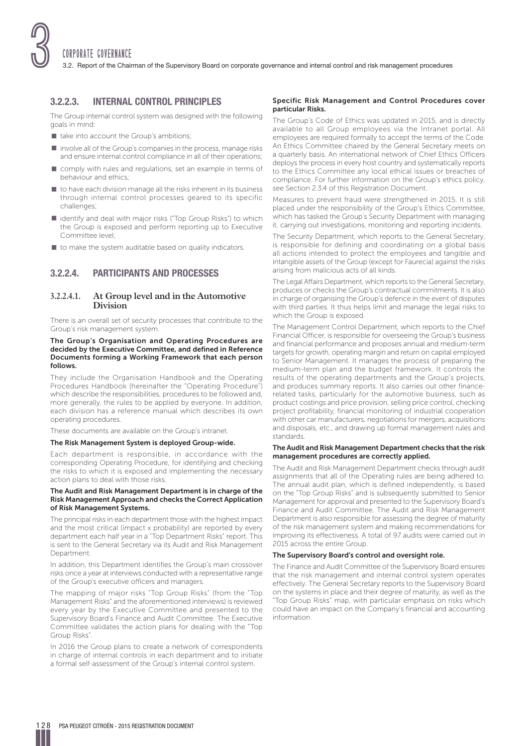### 3.2.2.3. INTERNAL CONTROL PRINCIPLES

The Group internal control system was designed with the following goals in mind:

- take into account the Group's ambitions;
- involve all of the Group's companies in the process, manage risks and ensure internal control compliance in all of their operations;
- comply with rules and regulations, set an example in terms of behaviour and ethics;
- to have each division manage all the risks inherent in its business through internal control processes geared to its specific challenges;
- identify and deal with major risks ("Top Group Risks") to which the Group is exposed and perform reporting up to Executive Committee level;
- to make the system auditable based on quality indicators.

### 3.2.2.4. PARTICIPANTS AND PROCESSES

#### 3.2.2.4.1. At Group level and in the Automotive Division

There is an overall set of security processes that contribute to the Group's risk management system.

**The Group's Organisation and Operating Procedures are decided by the Executive Committee, and defined in Reference Documents forming a Working Framework that each person follows.**

They include the Organisation Handbook and the Operating Procedures Handbook (hereinafter the "Operating Procedure") which describe the responsibilities, procedures to be followed and, more generally, the rules to be applied by everyone. In addition, each division has a reference manual which describes its own operating procedures.

These documents are available on the Group's intranet.

**The Risk Management System is deployed Group-wide.**

Each department is responsible, in accordance with the corresponding Operating Procedure, for identifying and checking the risks to which it is exposed and implementing the necessary action plans to deal with those risks.

**The Audit and Risk Management Department is in charge of the Risk Management Approach and checks the Correct Application of Risk Management Systems.**

The principal risks in each department those with the highest impact and the most critical (impact x probability) are reported by every department each half year in a "Top Department Risks" report. This is sent to the General Secretary via its Audit and Risk Management Department.

In addition, this Department identifies the Group's main crossover risks once a year at interviews conducted with a representative range of the Group's executive officers and managers.

The mapping of major risks "Top Group Risks" (from the "Top Management Risks" and the aforementioned interviews) is reviewed every year by the Executive Committee and presented to the Supervisory Board's Finance and Audit Committee. The Executive Committee validates the action plans for dealing with the "Top Group Risks".

In 2016 the Group plans to create a network of correspondents in charge of internal controls in each department and to initiate a formal self-assessment of the Group's internal control system.

**Specific Risk Management and Control Procedures cover particular Risks.**

The Group's Code of Ethics was updated in 2015, and is directly available to all Group employees via the Intranet portal. All employees are required formally to accept the terms of the Code. An Ethics Committee chaired by the General Secretary meets on a quarterly basis. An international network of Chief Ethics Officers deploys the process in every host country and systematically reports to the Ethics Committee any local ethical issues or breaches of compliance. For further information on the Group's ethics policy, see Section 2.3.4 of this Registration Document.

Measures to prevent fraud were strengthened in 2015. It is still placed under the responsibility of the Group's Ethics Committee, which has tasked the Group's Security Department with managing it, carrying out investigations, monitoring and reporting incidents.

The Security Department, which reports to the General Secretary, is responsible for defining and coordinating on a global basis all actions intended to protect the employees and tangible and intangible assets of the Group (except for Faurecia) against the risks arising from malicious acts of all kinds.

The Legal Affairs Department, which reports to the General Secretary, produces or checks the Group's contractual commitments. It is also in charge of organising the Group's defence in the event of disputes with third parties. It thus helps limit and manage the legal risks to which the Group is exposed.

The Management Control Department, which reports to the Chief Financial Officer, is responsible for overseeing the Group's business and financial performance and proposes annual and medium-term targets for growth, operating margin and return on capital employed to Senior Management. It manages the process of preparing the medium-term plan and the budget framework. It controls the results of the operating departments and the Group's projects, and produces summary reports. It also carries out other finance-related tasks, particularly for the automotive business, such as product costings and price provision, selling price control, checking project profitability, financial monitoring of industrial cooperation with other car manufacturers, negotiations for mergers, acquisitions and disposals, etc., and drawing up formal management rules and standards.

**The Audit and Risk Management Department checks that the risk management procedures are correctly applied.**

The Audit and Risk Management Department checks through audit assignments that all of the Operating rules are being adhered to. The annual audit plan, which is defined independently, is based on the "Top Group Risks" and is subsequently submitted to Senior Management for approval and presented to the Supervisory Board's Finance and Audit Committee. The Audit and Risk Management Department is also responsible for assessing the degree of maturity of the risk management system and making recommendations for improving its effectiveness. A total of 97 audits were carried out in 2015 across the entire Group.

**The Supervisory Board's control and oversight role.**

The Finance and Audit Committee of the Supervisory Board ensures that the risk management and internal control system operates effectively. The General Secretary reports to the Supervisory Board on the systems in place and their degree of maturity, as well as the "Top Group Risks" map, with particular emphasis on risks which could have an impact on the Company's financial and accounting information.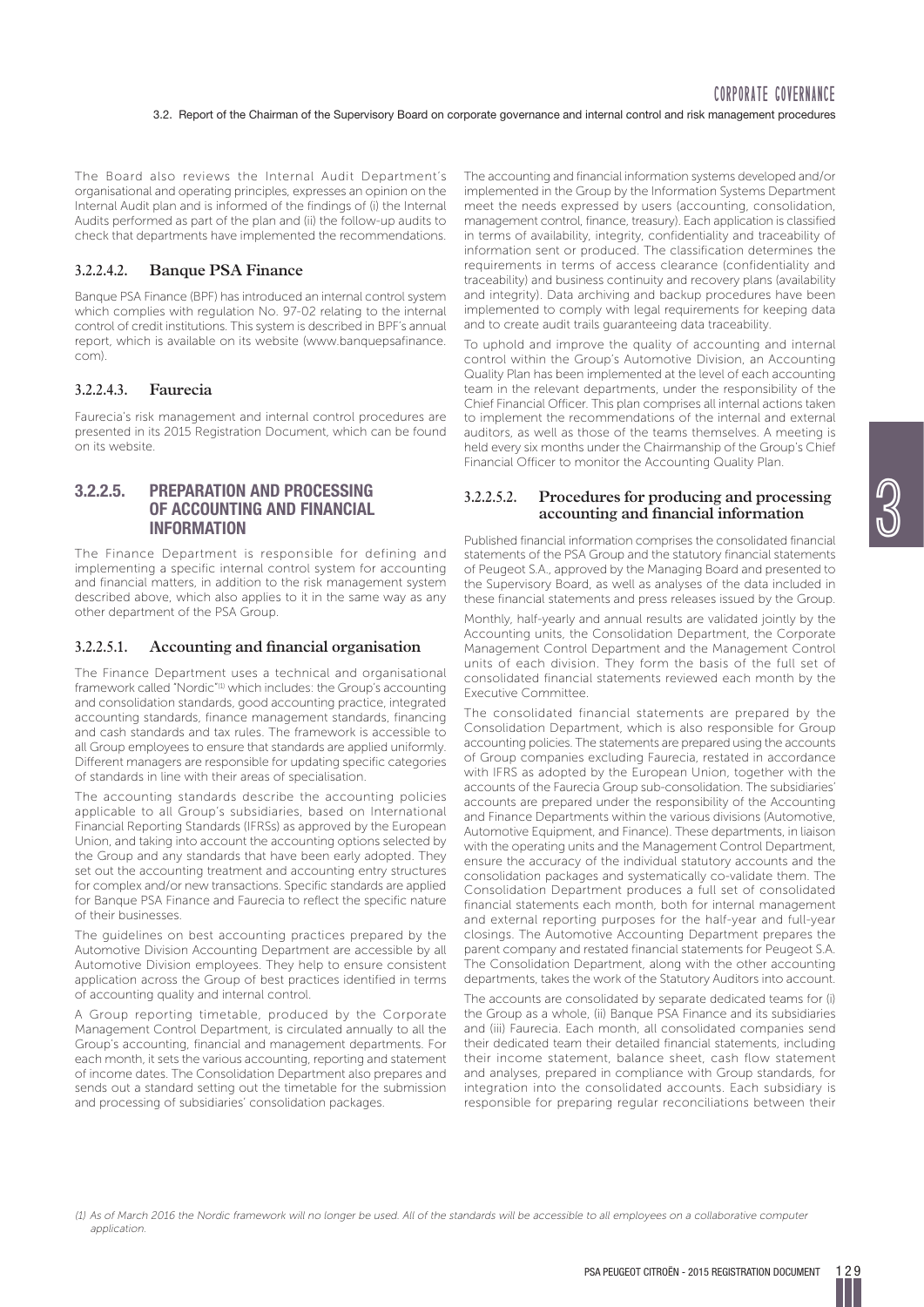The Board also reviews the Internal Audit Department's organisational and operating principles, expresses an opinion on the Internal Audit plan and is informed of the findings of (i) the Internal Audits performed as part of the plan and (ii) the follow-up audits to check that departments have implemented the recommendations.

#### 3.2.2.4.2. Banque PSA Finance

Banque PSA Finance (BPF) has introduced an internal control system which complies with regulation No. 97-02 relating to the internal control of credit institutions. This system is described in BPF's annual report, which is available on its website (www.banquepsafinance.com).

#### 3.2.2.4.3. Faurecia

Faurecia's risk management and internal control procedures are presented in its 2015 Registration Document, which can be found on its website.

### 3.2.2.5. PREPARATION AND PROCESSING OF ACCOUNTING AND FINANCIAL INFORMATION

The Finance Department is responsible for defining and implementing a specific internal control system for accounting and financial matters, in addition to the risk management system described above, which also applies to it in the same way as any other department of the PSA Group.

#### 3.2.2.5.1. Accounting and financial organisation

The Finance Department uses a technical and organisational framework called "Nordic"[1] which includes: the Group's accounting and consolidation standards, good accounting practice, integrated accounting standards, finance management standards, financing and cash standards and tax rules. The framework is accessible to all Group employees to ensure that standards are applied uniformly. Different managers are responsible for updating specific categories of standards in line with their areas of specialisation.

The accounting standards describe the accounting policies applicable to all Group's subsidiaries, based on International Financial Reporting Standards (IFRSs) as approved by the European Union, and taking into account the accounting options selected by the Group and any standards that have been early adopted. They set out the accounting treatment and accounting entry structures for complex and/or new transactions. Specific standards are applied for Banque PSA Finance and Faurecia to reflect the specific nature of their businesses.

The guidelines on best accounting practices prepared by the Automotive Division Accounting Department are accessible by all Automotive Division employees. They help to ensure consistent application across the Group of best practices identified in terms of accounting quality and internal control.

A Group reporting timetable, produced by the Corporate Management Control Department, is circulated annually to all the Group's accounting, financial and management departments. For each month, it sets the various accounting, reporting and statement of income dates. The Consolidation Department also prepares and sends out a standard setting out the timetable for the submission and processing of subsidiaries' consolidation packages.

The accounting and financial information systems developed and/or implemented in the Group by the Information Systems Department meet the needs expressed by users (accounting, consolidation, management control, finance, treasury). Each application is classified in terms of availability, integrity, confidentiality and traceability of information sent or produced. The classification determines the requirements in terms of access clearance (confidentiality and traceability) and business continuity and recovery plans (availability and integrity). Data archiving and backup procedures have been implemented to comply with legal requirements for keeping data and to create audit trails guaranteeing data traceability.

To uphold and improve the quality of accounting and internal control within the Group's Automotive Division, an Accounting Quality Plan has been implemented at the level of each accounting team in the relevant departments, under the responsibility of the Chief Financial Officer. This plan comprises all internal actions taken to implement the recommendations of the internal and external auditors, as well as those of the teams themselves. A meeting is held every six months under the Chairmanship of the Group's Chief Financial Officer to monitor the Accounting Quality Plan.

#### 3.2.2.5.2. Procedures for producing and processing accounting and financial information

Published financial information comprises the consolidated financial statements of the PSA Group and the statutory financial statements of Peugeot S.A., approved by the Managing Board and presented to the Supervisory Board, as well as analyses of the data included in these financial statements and press releases issued by the Group.

Monthly, half-yearly and annual results are validated jointly by the Accounting units, the Consolidation Department, the Corporate Management Control Department and the Management Control units of each division. They form the basis of the full set of consolidated financial statements reviewed each month by the Executive Committee.

The consolidated financial statements are prepared by the Consolidation Department, which is also responsible for Group accounting policies. The statements are prepared using the accounts of Group companies excluding Faurecia, restated in accordance with IFRS as adopted by the European Union, together with the accounts of the Faurecia Group sub-consolidation. The subsidiaries' accounts are prepared under the responsibility of the Accounting and Finance Departments within the various divisions (Automotive, Automotive Equipment, and Finance). These departments, in liaison with the operating units and the Management Control Department, ensure the accuracy of the individual statutory accounts and the consolidation packages and systematically co-validate them. The Consolidation Department produces a full set of consolidated financial statements each month, both for internal management and external reporting purposes for the half-year and full-year closings. The Automotive Accounting Department prepares the parent company and restated financial statements for Peugeot S.A. The Consolidation Department, along with the other accounting departments, takes the work of the Statutory Auditors into account.

The accounts are consolidated by separate dedicated teams for (i) the Group as a whole, (ii) Banque PSA Finance and its subsidiaries and (iii) Faurecia. Each month, all consolidated companies send their dedicated team their detailed financial statements, including their income statement, balance sheet, cash flow statement and analyses, prepared in compliance with Group standards, for integration into the consolidated accounts. Each subsidiary is responsible for preparing regular reconciliations between their

*(1) As of March 2016 the Nordic framework will no longer be used. All of the standards will be accessible to all employees on a collaborative computer application.*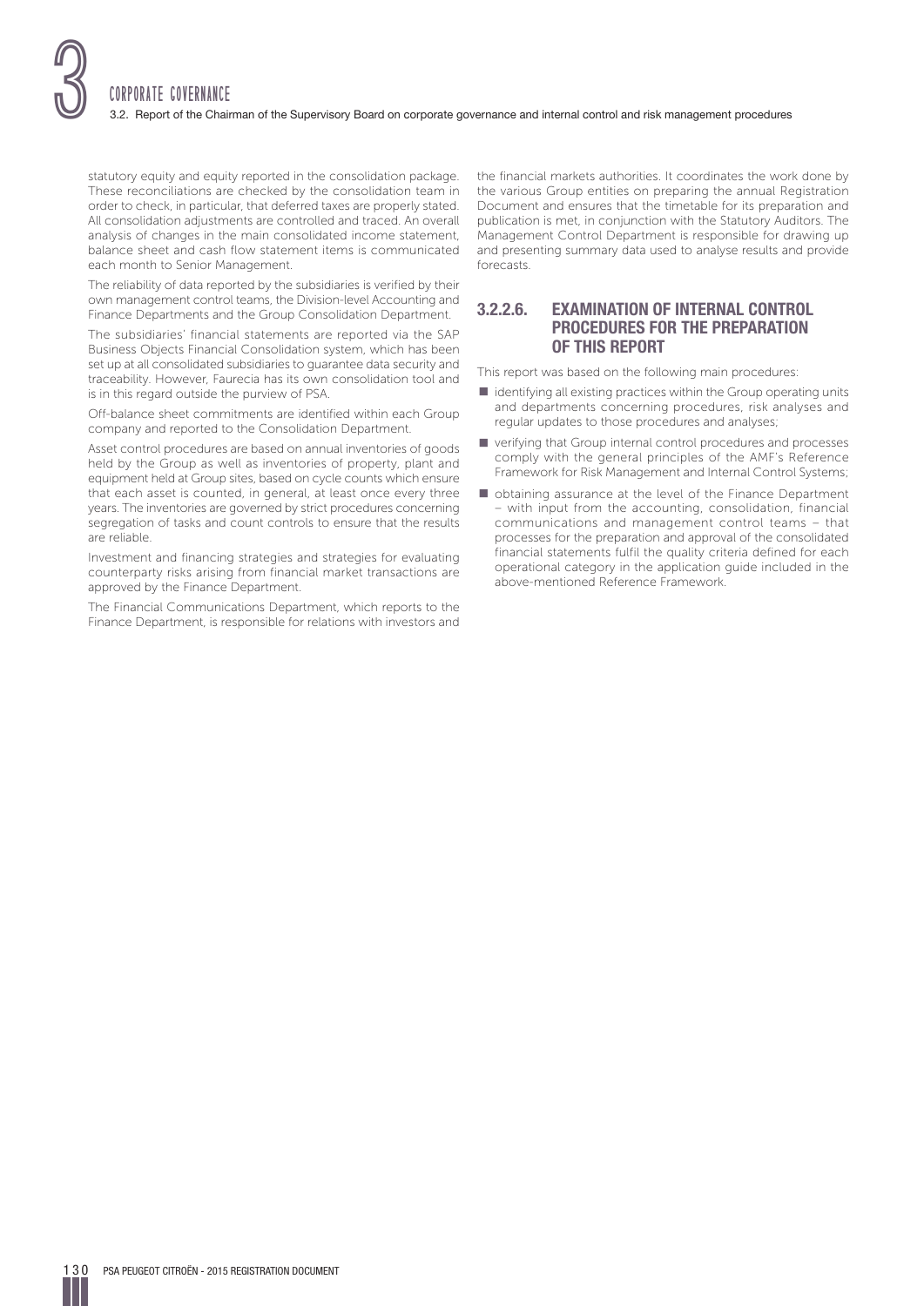statutory equity and equity reported in the consolidation package. These reconciliations are checked by the consolidation team in order to check, in particular, that deferred taxes are properly stated. All consolidation adjustments are controlled and traced. An overall analysis of changes in the main consolidated income statement, balance sheet and cash flow statement items is communicated each month to Senior Management.

The reliability of data reported by the subsidiaries is verified by their own management control teams, the Division-level Accounting and Finance Departments and the Group Consolidation Department.

The subsidiaries' financial statements are reported via the SAP Business Objects Financial Consolidation system, which has been set up at all consolidated subsidiaries to guarantee data security and traceability. However, Faurecia has its own consolidation tool and is in this regard outside the purview of PSA.

Off-balance sheet commitments are identified within each Group company and reported to the Consolidation Department.

Asset control procedures are based on annual inventories of goods held by the Group as well as inventories of property, plant and equipment held at Group sites, based on cycle counts which ensure that each asset is counted, in general, at least once every three years. The inventories are governed by strict procedures concerning segregation of tasks and count controls to ensure that the results are reliable.

Investment and financing strategies and strategies for evaluating counterparty risks arising from financial market transactions are approved by the Finance Department.

The Financial Communications Department, which reports to the Finance Department, is responsible for relations with investors and the financial markets authorities. It coordinates the work done by the various Group entities on preparing the annual Registration Document and ensures that the timetable for its preparation and publication is met, in conjunction with the Statutory Auditors. The Management Control Department is responsible for drawing up and presenting summary data used to analyse results and provide forecasts.

#### 3.2.2.6. EXAMINATION OF INTERNAL CONTROL PROCEDURES FOR THE PREPARATION OF THIS REPORT

This report was based on the following main procedures:

- identifying all existing practices within the Group operating units and departments concerning procedures, risk analyses and regular updates to those procedures and analyses;
- verifying that Group internal control procedures and processes comply with the general principles of the AMF's Reference Framework for Risk Management and Internal Control Systems;
- obtaining assurance at the level of the Finance Department – with input from the accounting, consolidation, financial communications and management control teams – that processes for the preparation and approval of the consolidated financial statements fulfil the quality criteria defined for each operational category in the application guide included in the above-mentioned Reference Framework.